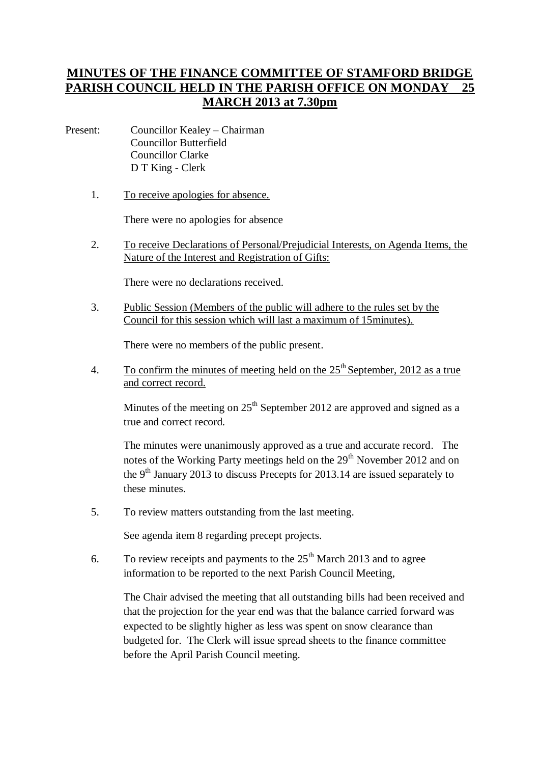# MINUTES OF THE FINANCE COMMITTEE OF STAMFORD BRIDGE PARISH COUNCIL HELD IN THE PARISH OFFICE ON MONDAY 25 MARCH 2013 at 7.30pm

Present: Councillor Kealey – Chairman
Councillor Butterfield
Councillor Clarke
D T King - Clerk

1. To receive apologies for absence.

   There were no apologies for absence

2. To receive Declarations of Personal/Prejudicial Interests, on Agenda Items, the Nature of the Interest and Registration of Gifts:

   There were no declarations received.

3. Public Session (Members of the public will adhere to the rules set by the Council for this session which will last a maximum of 15minutes).

   There were no members of the public present.

4. To confirm the minutes of meeting held on the 25th September, 2012 as a true and correct record.

   Minutes of the meeting on 25th September 2012 are approved and signed as a true and correct record.

   The minutes were unanimously approved as a true and accurate record. The notes of the Working Party meetings held on the 29th November 2012 and on the 9th January 2013 to discuss Precepts for 2013.14 are issued separately to these minutes.

5. To review matters outstanding from the last meeting.

   See agenda item 8 regarding precept projects.

6. To review receipts and payments to the 25th March 2013 and to agree information to be reported to the next Parish Council Meeting,

   The Chair advised the meeting that all outstanding bills had been received and that the projection for the year end was that the balance carried forward was expected to be slightly higher as less was spent on snow clearance than budgeted for. The Clerk will issue spread sheets to the finance committee before the April Parish Council meeting.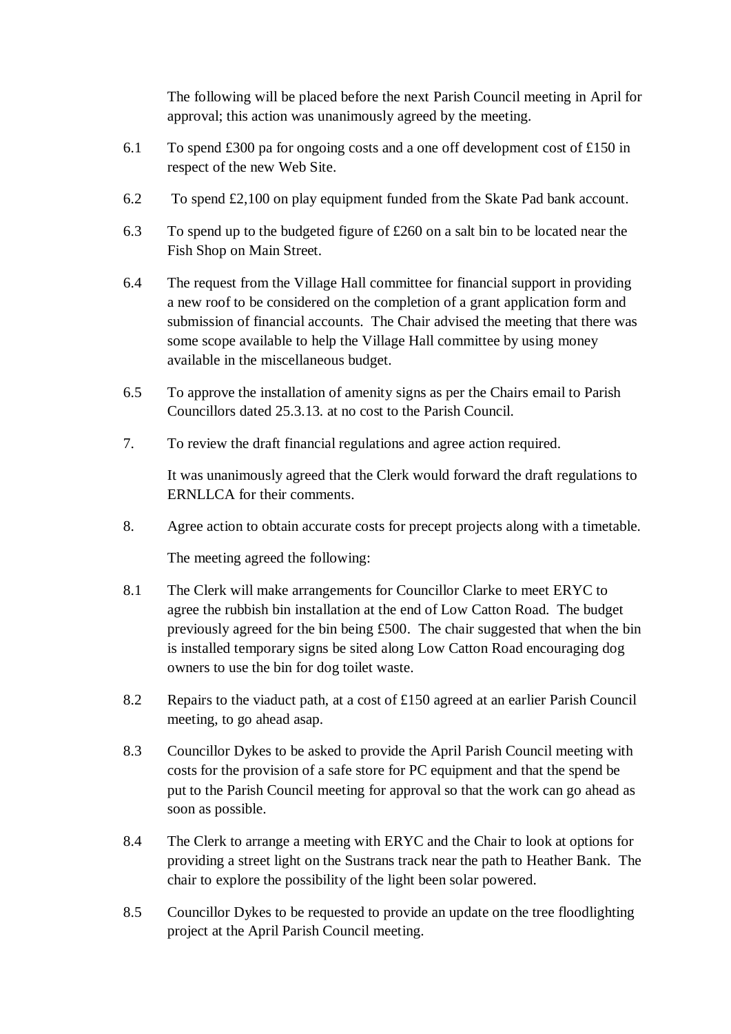The following will be placed before the next Parish Council meeting in April for approval; this action was unanimously agreed by the meeting.

6.1 To spend £300 pa for ongoing costs and a one off development cost of £150 in respect of the new Web Site.

6.2 To spend £2,100 on play equipment funded from the Skate Pad bank account.

6.3 To spend up to the budgeted figure of £260 on a salt bin to be located near the Fish Shop on Main Street.

6.4 The request from the Village Hall committee for financial support in providing a new roof to be considered on the completion of a grant application form and submission of financial accounts. The Chair advised the meeting that there was some scope available to help the Village Hall committee by using money available in the miscellaneous budget.

6.5 To approve the installation of amenity signs as per the Chairs email to Parish Councillors dated 25.3.13. at no cost to the Parish Council.

7. To review the draft financial regulations and agree action required.

It was unanimously agreed that the Clerk would forward the draft regulations to ERNLLCA for their comments.

8. Agree action to obtain accurate costs for precept projects along with a timetable.

The meeting agreed the following:

8.1 The Clerk will make arrangements for Councillor Clarke to meet ERYC to agree the rubbish bin installation at the end of Low Catton Road. The budget previously agreed for the bin being £500. The chair suggested that when the bin is installed temporary signs be sited along Low Catton Road encouraging dog owners to use the bin for dog toilet waste.

8.2 Repairs to the viaduct path, at a cost of £150 agreed at an earlier Parish Council meeting, to go ahead asap.

8.3 Councillor Dykes to be asked to provide the April Parish Council meeting with costs for the provision of a safe store for PC equipment and that the spend be put to the Parish Council meeting for approval so that the work can go ahead as soon as possible.

8.4 The Clerk to arrange a meeting with ERYC and the Chair to look at options for providing a street light on the Sustrans track near the path to Heather Bank. The chair to explore the possibility of the light been solar powered.

8.5 Councillor Dykes to be requested to provide an update on the tree floodlighting project at the April Parish Council meeting.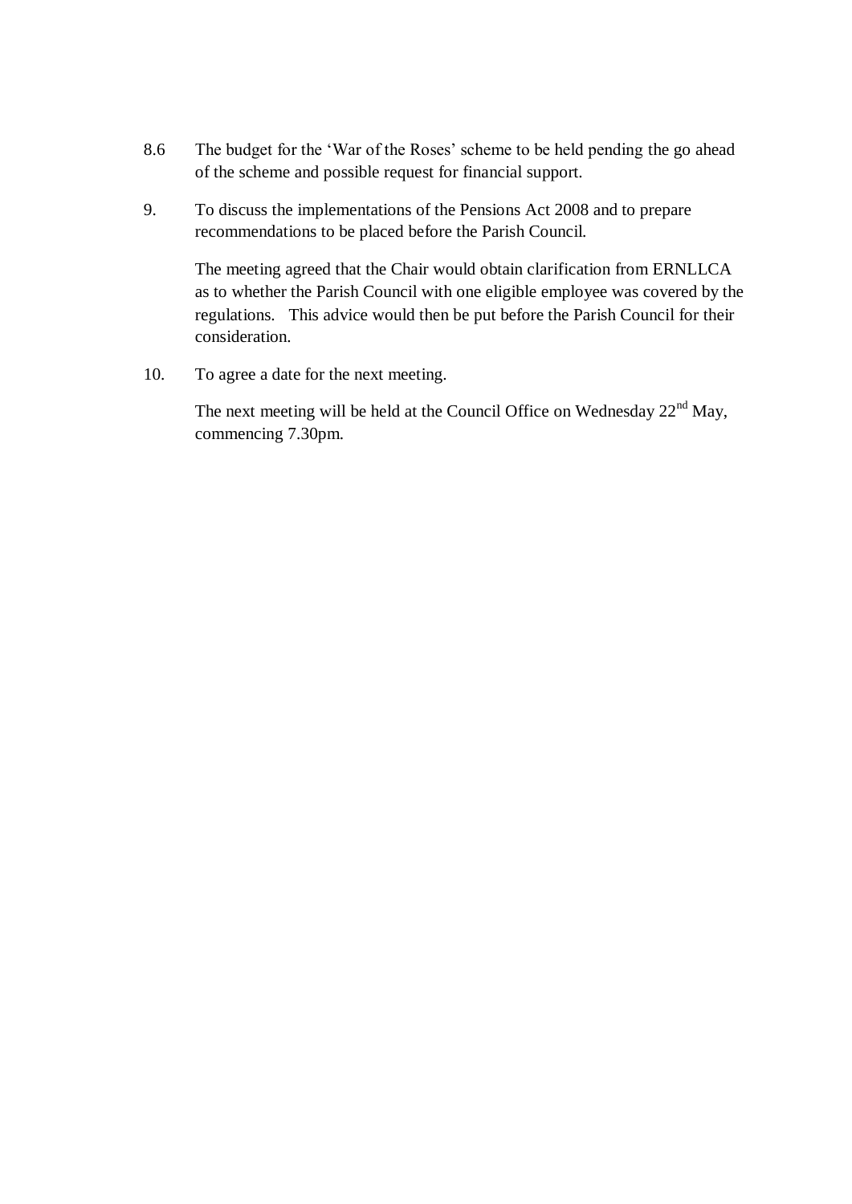8.6 The budget for the 'War of the Roses' scheme to be held pending the go ahead of the scheme and possible request for financial support.

9. To discuss the implementations of the Pensions Act 2008 and to prepare recommendations to be placed before the Parish Council.

   The meeting agreed that the Chair would obtain clarification from ERNLLCA as to whether the Parish Council with one eligible employee was covered by the regulations. This advice would then be put before the Parish Council for their consideration.

10. To agree a date for the next meeting.

    The next meeting will be held at the Council Office on Wednesday 22nd May, commencing 7.30pm.